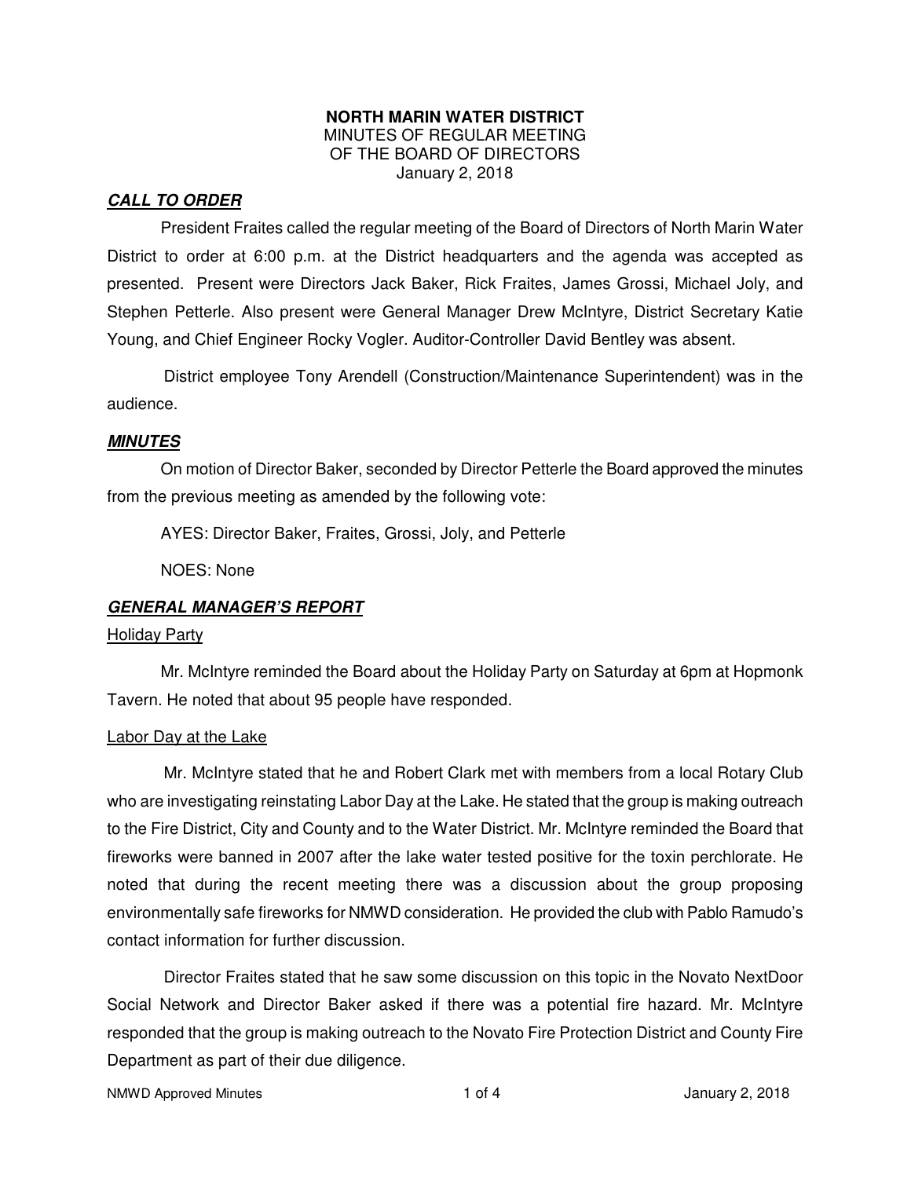# NORTH MARIN WATER DISTRICT

MINUTES OF REGULAR MEETING
OF THE BOARD OF DIRECTORS
January 2, 2018

## ***CALL TO ORDER***

President Fraites called the regular meeting of the Board of Directors of North Marin Water District to order at 6:00 p.m. at the District headquarters and the agenda was accepted as presented. Present were Directors Jack Baker, Rick Fraites, James Grossi, Michael Joly, and Stephen Petterle. Also present were General Manager Drew McIntyre, District Secretary Katie Young, and Chief Engineer Rocky Vogler. Auditor-Controller David Bentley was absent.

District employee Tony Arendell (Construction/Maintenance Superintendent) was in the audience.

## ***MINUTES***

On motion of Director Baker, seconded by Director Petterle the Board approved the minutes from the previous meeting as amended by the following vote:

AYES: Director Baker, Fraites, Grossi, Joly, and Petterle

NOES: None

## ***GENERAL MANAGER'S REPORT***

### Holiday Party

Mr. McIntyre reminded the Board about the Holiday Party on Saturday at 6pm at Hopmonk Tavern. He noted that about 95 people have responded.

### Labor Day at the Lake

Mr. McIntyre stated that he and Robert Clark met with members from a local Rotary Club who are investigating reinstating Labor Day at the Lake. He stated that the group is making outreach to the Fire District, City and County and to the Water District. Mr. McIntyre reminded the Board that fireworks were banned in 2007 after the lake water tested positive for the toxin perchlorate. He noted that during the recent meeting there was a discussion about the group proposing environmentally safe fireworks for NMWD consideration. He provided the club with Pablo Ramudo's contact information for further discussion.

Director Fraites stated that he saw some discussion on this topic in the Novato NextDoor Social Network and Director Baker asked if there was a potential fire hazard. Mr. McIntyre responded that the group is making outreach to the Novato Fire Protection District and County Fire Department as part of their due diligence.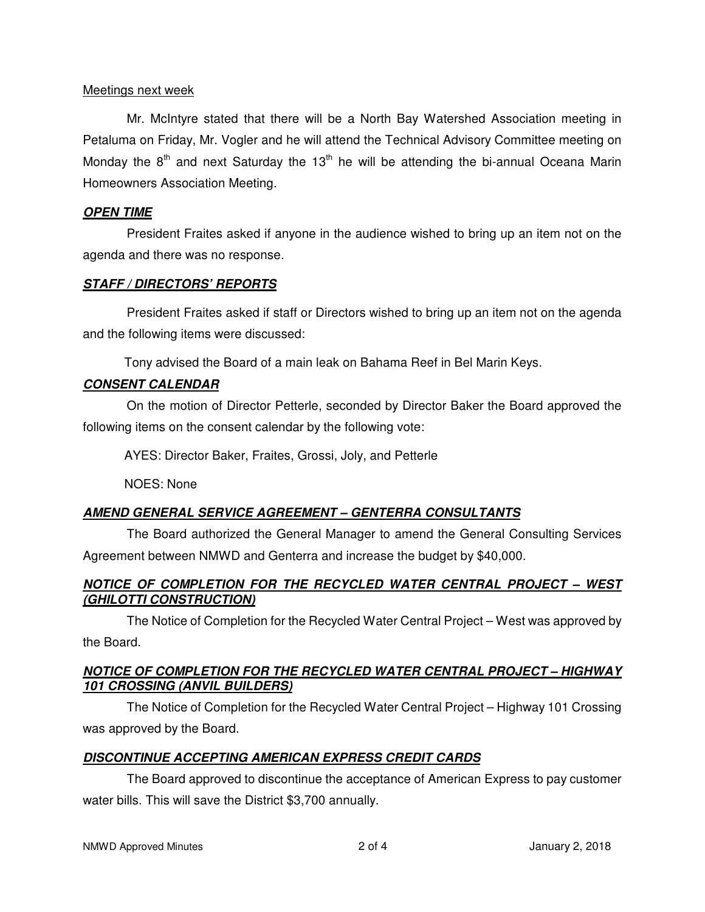Meetings next week

Mr. McIntyre stated that there will be a North Bay Watershed Association meeting in Petaluma on Friday, Mr. Vogler and he will attend the Technical Advisory Committee meeting on Monday the 8th and next Saturday the 13th he will be attending the bi-annual Oceana Marin Homeowners Association Meeting.

***OPEN TIME***

President Fraites asked if anyone in the audience wished to bring up an item not on the agenda and there was no response.

***STAFF / DIRECTORS' REPORTS***

President Fraites asked if staff or Directors wished to bring up an item not on the agenda and the following items were discussed:

Tony advised the Board of a main leak on Bahama Reef in Bel Marin Keys.

***CONSENT CALENDAR***

On the motion of Director Petterle, seconded by Director Baker the Board approved the following items on the consent calendar by the following vote:

AYES: Director Baker, Fraites, Grossi, Joly, and Petterle

NOES: None

***AMEND GENERAL SERVICE AGREEMENT – GENTERRA CONSULTANTS***

The Board authorized the General Manager to amend the General Consulting Services Agreement between NMWD and Genterra and increase the budget by $40,000.

***NOTICE OF COMPLETION FOR THE RECYCLED WATER CENTRAL PROJECT – WEST (GHILOTTI CONSTRUCTION)***

The Notice of Completion for the Recycled Water Central Project – West was approved by the Board.

***NOTICE OF COMPLETION FOR THE RECYCLED WATER CENTRAL PROJECT – HIGHWAY 101 CROSSING (ANVIL BUILDERS)***

The Notice of Completion for the Recycled Water Central Project – Highway 101 Crossing was approved by the Board.

***DISCONTINUE ACCEPTING AMERICAN EXPRESS CREDIT CARDS***

The Board approved to discontinue the acceptance of American Express to pay customer water bills. This will save the District $3,700 annually.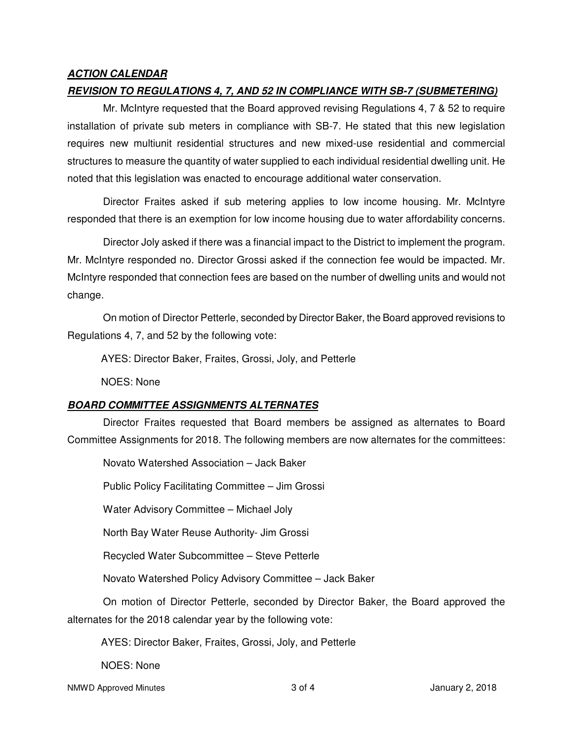***ACTION CALENDAR***

***REVISION TO REGULATIONS 4, 7, AND 52 IN COMPLIANCE WITH SB-7 (SUBMETERING)***

Mr. McIntyre requested that the Board approved revising Regulations 4, 7 & 52 to require installation of private sub meters in compliance with SB-7. He stated that this new legislation requires new multiunit residential structures and new mixed-use residential and commercial structures to measure the quantity of water supplied to each individual residential dwelling unit. He noted that this legislation was enacted to encourage additional water conservation.

Director Fraites asked if sub metering applies to low income housing. Mr. McIntyre responded that there is an exemption for low income housing due to water affordability concerns.

Director Joly asked if there was a financial impact to the District to implement the program. Mr. McIntyre responded no. Director Grossi asked if the connection fee would be impacted. Mr. McIntyre responded that connection fees are based on the number of dwelling units and would not change.

On motion of Director Petterle, seconded by Director Baker, the Board approved revisions to Regulations 4, 7, and 52 by the following vote:

AYES: Director Baker, Fraites, Grossi, Joly, and Petterle

NOES: None

***BOARD COMMITTEE ASSIGNMENTS ALTERNATES***

Director Fraites requested that Board members be assigned as alternates to Board Committee Assignments for 2018. The following members are now alternates for the committees:

Novato Watershed Association – Jack Baker

Public Policy Facilitating Committee – Jim Grossi

Water Advisory Committee – Michael Joly

North Bay Water Reuse Authority- Jim Grossi

Recycled Water Subcommittee – Steve Petterle

Novato Watershed Policy Advisory Committee – Jack Baker

On motion of Director Petterle, seconded by Director Baker, the Board approved the alternates for the 2018 calendar year by the following vote:

AYES: Director Baker, Fraites, Grossi, Joly, and Petterle

NOES: None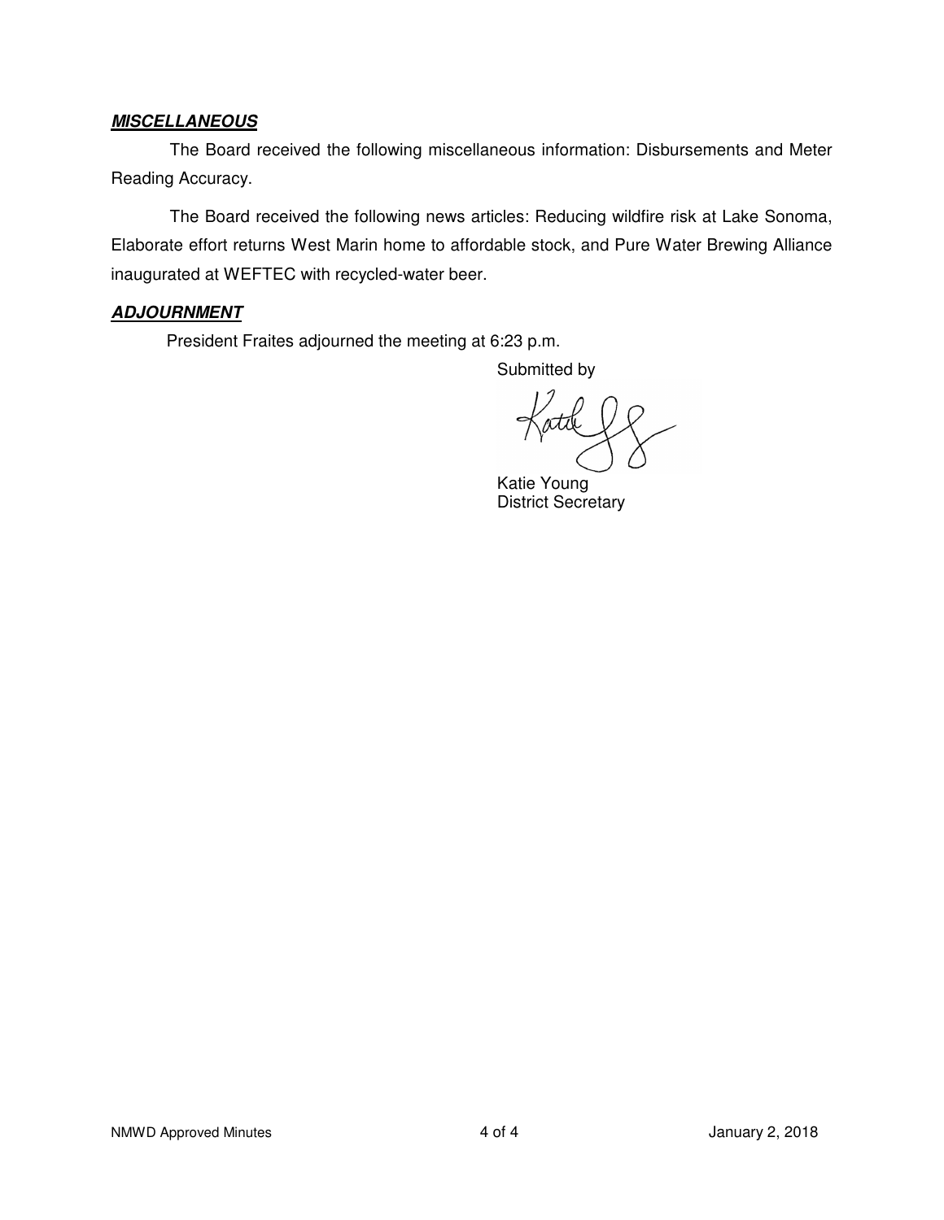***MISCELLANEOUS***

The Board received the following miscellaneous information: Disbursements and Meter Reading Accuracy.

The Board received the following news articles: Reducing wildfire risk at Lake Sonoma, Elaborate effort returns West Marin home to affordable stock, and Pure Water Brewing Alliance inaugurated at WEFTEC with recycled-water beer.

***ADJOURNMENT***

President Fraites adjourned the meeting at 6:23 p.m.

Submitted by

Katie Young
District Secretary